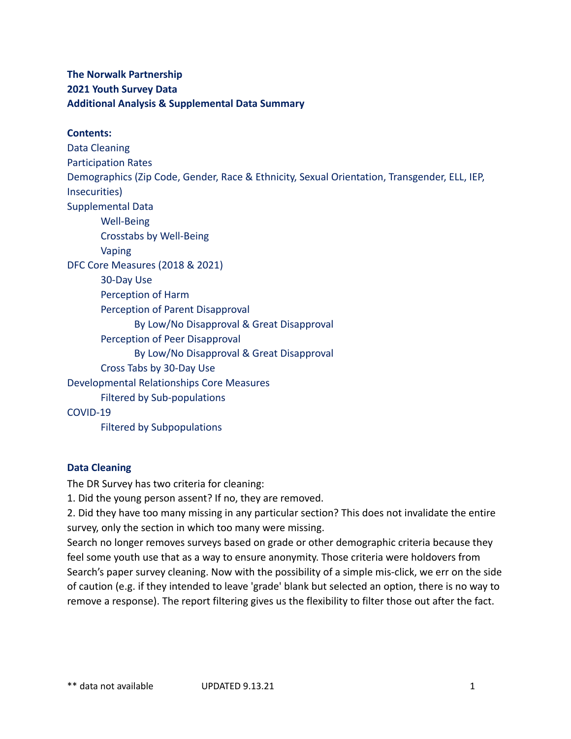**The Norwalk Partnership**
**2021 Youth Survey Data**
**Additional Analysis & Supplemental Data Summary**

**Contents:**

- Data Cleaning
- Participation Rates
- Demographics (Zip Code, Gender, Race & Ethnicity, Sexual Orientation, Transgender, ELL, IEP, Insecurities)
- Supplemental Data
    - Well-Being
    - Crosstabs by Well-Being
    - Vaping
- DFC Core Measures (2018 & 2021)
    - 30-Day Use
    - Perception of Harm
    - Perception of Parent Disapproval
        - By Low/No Disapproval & Great Disapproval
    - Perception of Peer Disapproval
        - By Low/No Disapproval & Great Disapproval
    - Cross Tabs by 30-Day Use
- Developmental Relationships Core Measures
    - Filtered by Sub-populations
- COVID-19
    - Filtered by Subpopulations

**Data Cleaning**

The DR Survey has two criteria for cleaning:

1. Did the young person assent? If no, they are removed.
2. Did they have too many missing in any particular section? This does not invalidate the entire survey, only the section in which too many were missing.

Search no longer removes surveys based on grade or other demographic criteria because they feel some youth use that as a way to ensure anonymity. Those criteria were holdovers from Search's paper survey cleaning. Now with the possibility of a simple mis-click, we err on the side of caution (e.g. if they intended to leave 'grade' blank but selected an option, there is no way to remove a response). The report filtering gives us the flexibility to filter those out after the fact.

** data not available UPDATED 9.13.21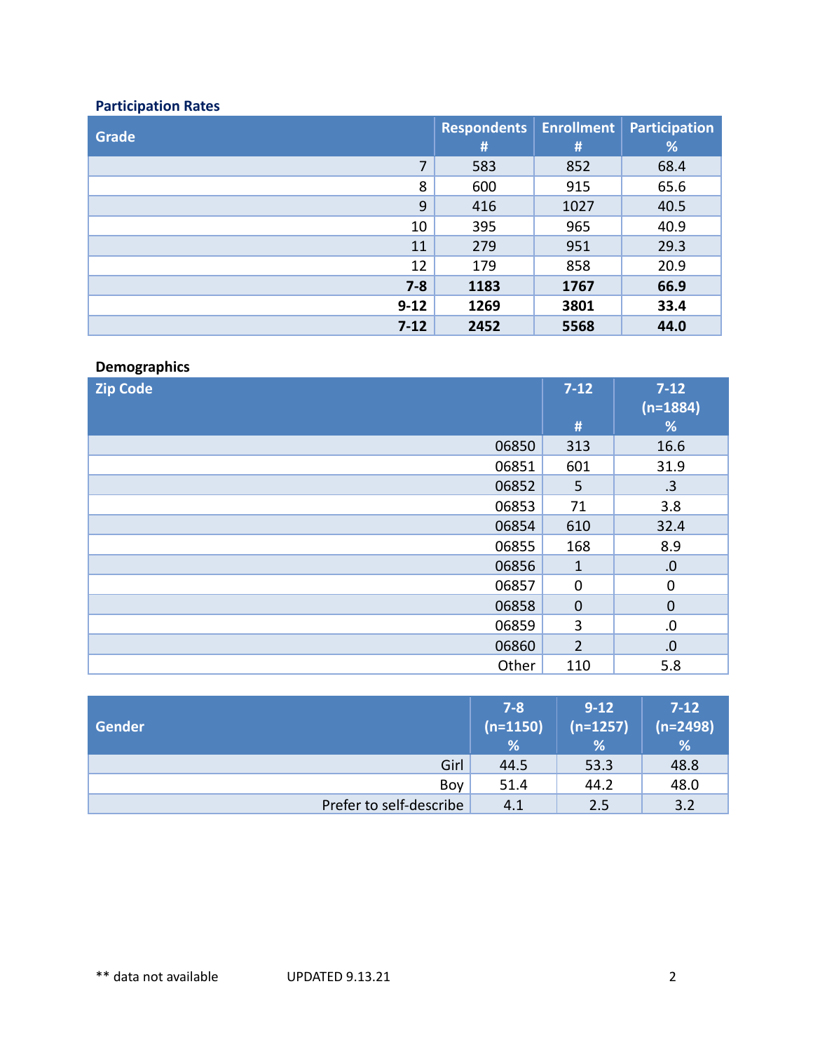**Participation Rates**

| Grade | Respondents # | Enrollment # | Participation % |
|---:|---:|---:|---:|
| 7 | 583 | 852 | 68.4 |
| 8 | 600 | 915 | 65.6 |
| 9 | 416 | 1027 | 40.5 |
| 10 | 395 | 965 | 40.9 |
| 11 | 279 | 951 | 29.3 |
| 12 | 179 | 858 | 20.9 |
| **7-8** | **1183** | **1767** | **66.9** |
| **9-12** | **1269** | **3801** | **33.4** |
| **7-12** | **2452** | **5568** | **44.0** |

**Demographics**

| Zip Code | 7-12 # | 7-12 (n=1884) % |
|---:|---:|---:|
| 06850 | 313 | 16.6 |
| 06851 | 601 | 31.9 |
| 06852 | 5 | .3 |
| 06853 | 71 | 3.8 |
| 06854 | 610 | 32.4 |
| 06855 | 168 | 8.9 |
| 06856 | 1 | .0 |
| 06857 | 0 | 0 |
| 06858 | 0 | 0 |
| 06859 | 3 | .0 |
| 06860 | 2 | .0 |
| Other | 110 | 5.8 |

| Gender | 7-8 (n=1150) % | 9-12 (n=1257) % | 7-12 (n=2498) % |
|---:|---:|---:|---:|
| Girl | 44.5 | 53.3 | 48.8 |
| Boy | 51.4 | 44.2 | 48.0 |
| Prefer to self-describe | 4.1 | 2.5 | 3.2 |

** data not available

UPDATED 9.13.21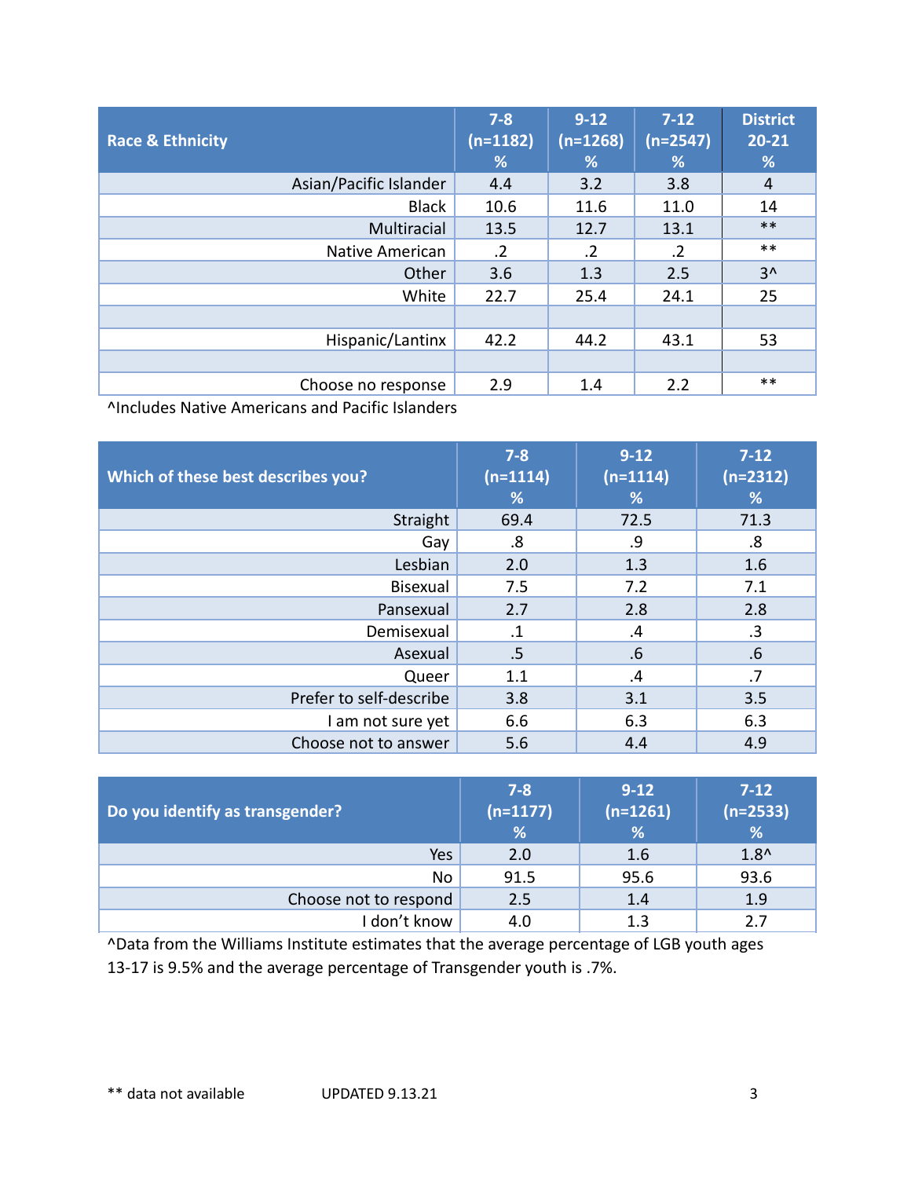| Race & Ethnicity | 7-8 (n=1182) % | 9-12 (n=1268) % | 7-12 (n=2547) % | District 20-21 % |
|---|---|---|---|---|
| Asian/Pacific Islander | 4.4 | 3.2 | 3.8 | 4 |
| Black | 10.6 | 11.6 | 11.0 | 14 |
| Multiracial | 13.5 | 12.7 | 13.1 | ** |
| Native American | .2 | .2 | .2 | ** |
| Other | 3.6 | 1.3 | 2.5 | 3^ |
| White | 22.7 | 25.4 | 24.1 | 25 |
| | | | | |
| Hispanic/Lantinx | 42.2 | 44.2 | 43.1 | 53 |
| | | | | |
| Choose no response | 2.9 | 1.4 | 2.2 | ** |

^Includes Native Americans and Pacific Islanders

| Which of these best describes you? | 7-8 (n=1114) % | 9-12 (n=1114) % | 7-12 (n=2312) % |
|---|---|---|---|
| Straight | 69.4 | 72.5 | 71.3 |
| Gay | .8 | .9 | .8 |
| Lesbian | 2.0 | 1.3 | 1.6 |
| Bisexual | 7.5 | 7.2 | 7.1 |
| Pansexual | 2.7 | 2.8 | 2.8 |
| Demisexual | .1 | .4 | .3 |
| Asexual | .5 | .6 | .6 |
| Queer | 1.1 | .4 | .7 |
| Prefer to self-describe | 3.8 | 3.1 | 3.5 |
| I am not sure yet | 6.6 | 6.3 | 6.3 |
| Choose not to answer | 5.6 | 4.4 | 4.9 |

| Do you identify as transgender? | 7-8 (n=1177) % | 9-12 (n=1261) % | 7-12 (n=2533) % |
|---|---|---|---|
| Yes | 2.0 | 1.6 | 1.8^ |
| No | 91.5 | 95.6 | 93.6 |
| Choose not to respond | 2.5 | 1.4 | 1.9 |
| I don't know | 4.0 | 1.3 | 2.7 |

^Data from the Williams Institute estimates that the average percentage of LGB youth ages 13-17 is 9.5% and the average percentage of Transgender youth is .7%.

** data not available UPDATED 9.13.21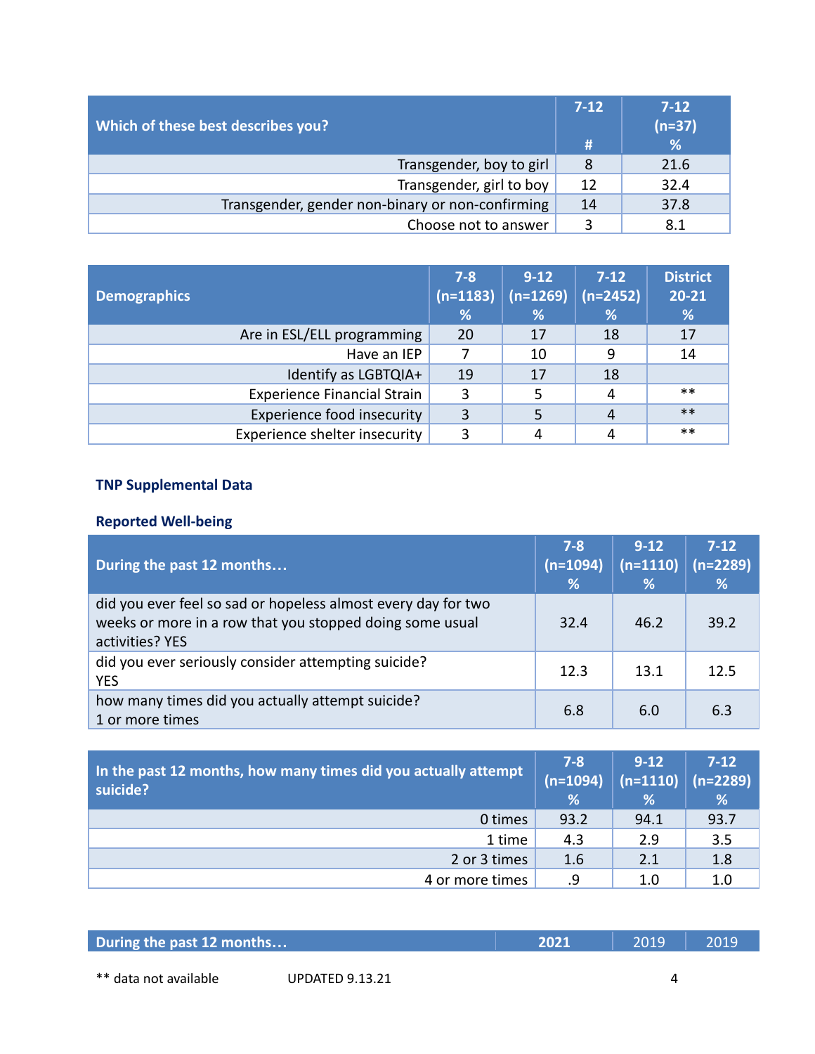| Which of these best describes you? | 7-12<br>#| 7-12 (n=37)<br>% |
|---|---|---|
| Transgender, boy to girl | 8 | 21.6 |
| Transgender, girl to boy | 12 | 32.4 |
| Transgender, gender non-binary or non-confirming | 14 | 37.8 |
| Choose not to answer | 3 | 8.1 |

| Demographics | 7-8 (n=1183) % | 9-12 (n=1269) % | 7-12 (n=2452) % | District 20-21 % |
|---|---|---|---|---|
| Are in ESL/ELL programming | 20 | 17 | 18 | 17 |
| Have an IEP | 7 | 10 | 9 | 14 |
| Identify as LGBTQIA+ | 19 | 17 | 18 | |
| Experience Financial Strain | 3 | 5 | 4 | ** |
| Experience food insecurity | 3 | 5 | 4 | ** |
| Experience shelter insecurity | 3 | 4 | 4 | ** |

**TNP Supplemental Data**

**Reported Well-being**

| During the past 12 months… | 7-8 (n=1094) % | 9-12 (n=1110) % | 7-12 (n=2289) % |
|---|---|---|---|
| did you ever feel so sad or hopeless almost every day for two weeks or more in a row that you stopped doing some usual activities? YES | 32.4 | 46.2 | 39.2 |
| did you ever seriously consider attempting suicide? YES | 12.3 | 13.1 | 12.5 |
| how many times did you actually attempt suicide? 1 or more times | 6.8 | 6.0 | 6.3 |

| In the past 12 months, how many times did you actually attempt suicide? | 7-8 (n=1094) % | 9-12 (n=1110) % | 7-12 (n=2289) % |
|---|---|---|---|
| 0 times | 93.2 | 94.1 | 93.7 |
| 1 time | 4.3 | 2.9 | 3.5 |
| 2 or 3 times | 1.6 | 2.1 | 1.8 |
| 4 or more times | .9 | 1.0 | 1.0 |

| During the past 12 months… | 2021 | 2019 | 2019 |
|---|---|---|---|

** data not available

UPDATED 9.13.21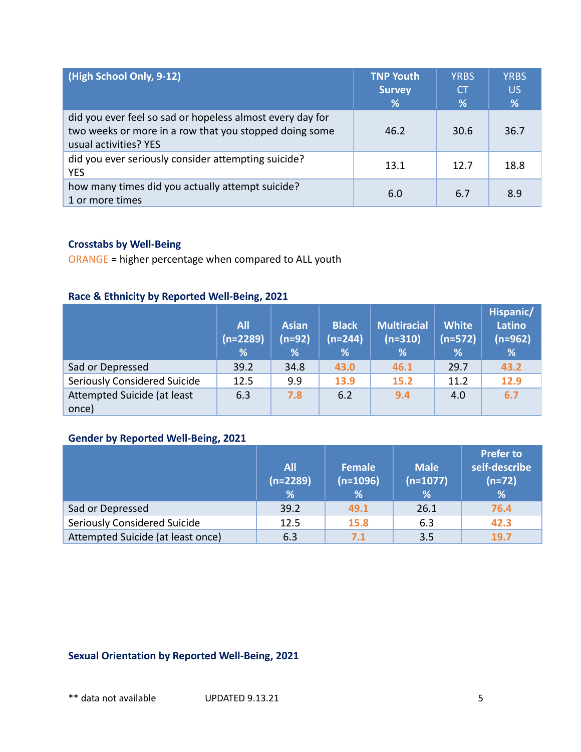| (High School Only, 9-12) | TNP Youth Survey % | YRBS CT % | YRBS US % |
|---|---|---|---|
| did you ever feel so sad or hopeless almost every day for two weeks or more in a row that you stopped doing some usual activities? YES | 46.2 | 30.6 | 36.7 |
| did you ever seriously consider attempting suicide? YES | 13.1 | 12.7 | 18.8 |
| how many times did you actually attempt suicide? 1 or more times | 6.0 | 6.7 | 8.9 |

### Crosstabs by Well-Being

ORANGE = higher percentage when compared to ALL youth

### Race & Ethnicity by Reported Well-Being, 2021

| | All (n=2289) % | Asian (n=92) % | Black (n=244) % | Multiracial (n=310) % | White (n=572) % | Hispanic/ Latino (n=962) % |
|---|---|---|---|---|---|---|
| Sad or Depressed | 39.2 | 34.8 | 43.0 | 46.1 | 29.7 | 43.2 |
| Seriously Considered Suicide | 12.5 | 9.9 | 13.9 | 15.2 | 11.2 | 12.9 |
| Attempted Suicide (at least once) | 6.3 | 7.8 | 6.2 | 9.4 | 4.0 | 6.7 |

### Gender by Reported Well-Being, 2021

| | All (n=2289) % | Female (n=1096) % | Male (n=1077) % | Prefer to self-describe (n=72) % |
|---|---|---|---|---|
| Sad or Depressed | 39.2 | 49.1 | 26.1 | 76.4 |
| Seriously Considered Suicide | 12.5 | 15.8 | 6.3 | 42.3 |
| Attempted Suicide (at least once) | 6.3 | 7.1 | 3.5 | 19.7 |

### Sexual Orientation by Reported Well-Being, 2021

** data not available UPDATED 9.13.21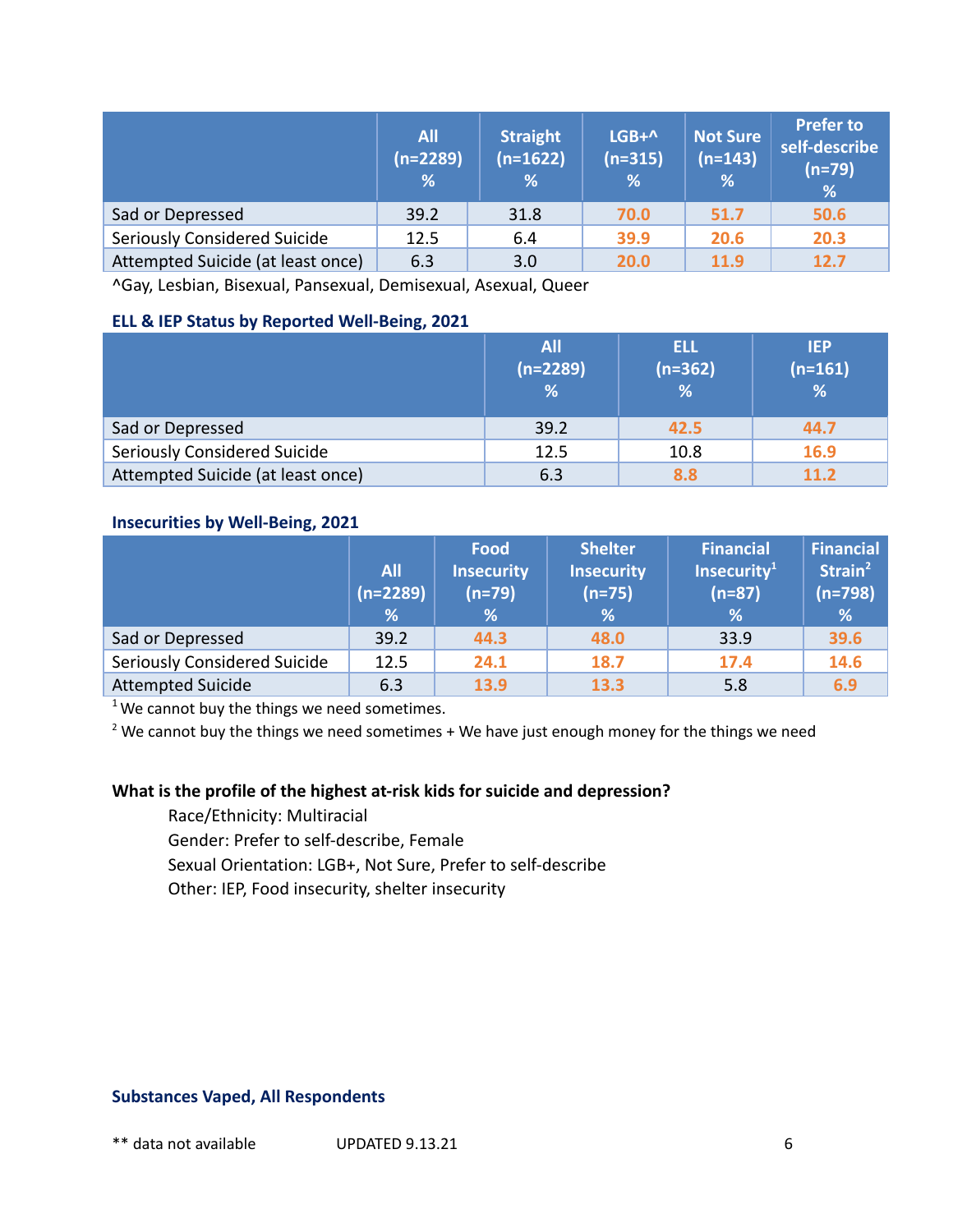| | All (n=2289) % | Straight (n=1622) % | LGB+^ (n=315) % | Not Sure (n=143) % | Prefer to self-describe (n=79) % |
|---|---|---|---|---|---|
| Sad or Depressed | 39.2 | 31.8 | 70.0 | 51.7 | 50.6 |
| Seriously Considered Suicide | 12.5 | 6.4 | 39.9 | 20.6 | 20.3 |
| Attempted Suicide (at least once) | 6.3 | 3.0 | 20.0 | 11.9 | 12.7 |

^Gay, Lesbian, Bisexual, Pansexual, Demisexual, Asexual, Queer

### ELL & IEP Status by Reported Well-Being, 2021

| | All (n=2289) % | ELL (n=362) % | IEP (n=161) % |
|---|---|---|---|
| Sad or Depressed | 39.2 | 42.5 | 44.7 |
| Seriously Considered Suicide | 12.5 | 10.8 | 16.9 |
| Attempted Suicide (at least once) | 6.3 | 8.8 | 11.2 |

### Insecurities by Well-Being, 2021

| | All (n=2289) % | Food Insecurity (n=79) % | Shelter Insecurity (n=75) % | Financial Insecurity[1] (n=87) % | Financial Strain[2] (n=798) % |
|---|---|---|---|---|---|
| Sad or Depressed | 39.2 | 44.3 | 48.0 | 33.9 | 39.6 |
| Seriously Considered Suicide | 12.5 | 24.1 | 18.7 | 17.4 | 14.6 |
| Attempted Suicide | 6.3 | 13.9 | 13.3 | 5.8 | 6.9 |

[1] We cannot buy the things we need sometimes.

[2] We cannot buy the things we need sometimes + We have just enough money for the things we need

**What is the profile of the highest at-risk kids for suicide and depression?**

Race/Ethnicity: Multiracial
Gender: Prefer to self-describe, Female
Sexual Orientation: LGB+, Not Sure, Prefer to self-describe
Other: IEP, Food insecurity, shelter insecurity

### Substances Vaped, All Respondents

** data not available UPDATED 9.13.21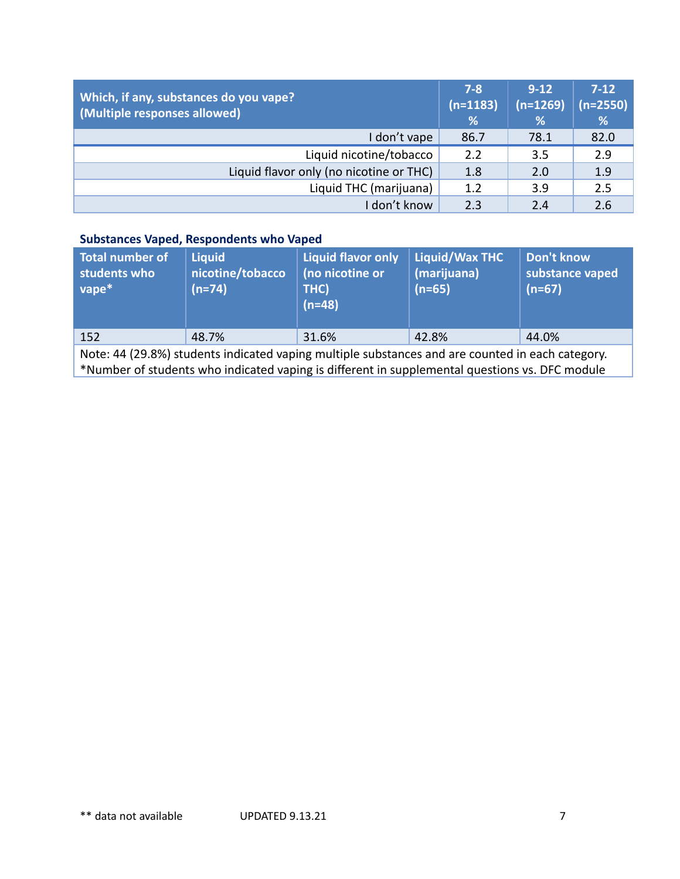| Which, if any, substances do you vape? (Multiple responses allowed) | 7-8 (n=1183) % | 9-12 (n=1269) % | 7-12 (n=2550) % |
|---|---|---|---|
| I don't vape | 86.7 | 78.1 | 82.0 |
| Liquid nicotine/tobacco | 2.2 | 3.5 | 2.9 |
| Liquid flavor only (no nicotine or THC) | 1.8 | 2.0 | 1.9 |
| Liquid THC (marijuana) | 1.2 | 3.9 | 2.5 |
| I don't know | 2.3 | 2.4 | 2.6 |

**Substances Vaped, Respondents who Vaped**

| Total number of students who vape* | Liquid nicotine/tobacco (n=74) | Liquid flavor only (no nicotine or THC) (n=48) | Liquid/Wax THC (marijuana) (n=65) | Don't know substance vaped (n=67) |
|---|---|---|---|---|
| 152 | 48.7% | 31.6% | 42.8% | 44.0% |

Note: 44 (29.8%) students indicated vaping multiple substances and are counted in each category.
*Number of students who indicated vaping is different in supplemental questions vs. DFC module

** data not available UPDATED 9.13.21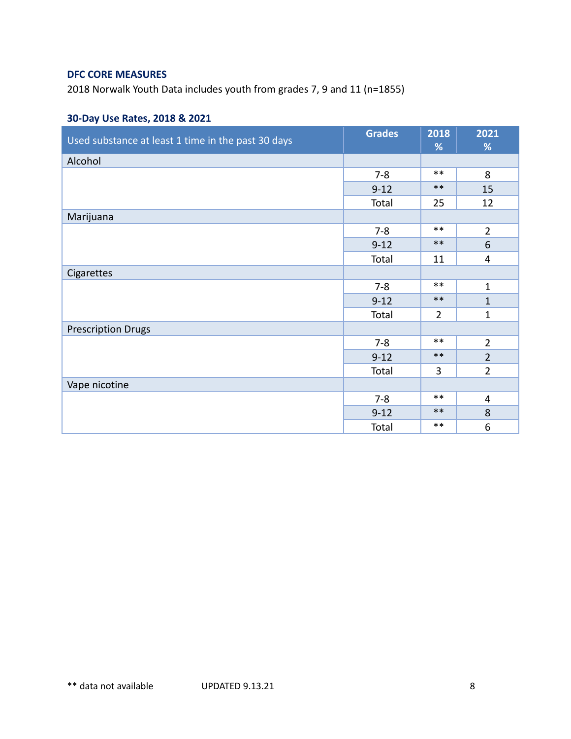**DFC CORE MEASURES**

2018 Norwalk Youth Data includes youth from grades 7, 9 and 11 (n=1855)

**30-Day Use Rates, 2018 & 2021**

| Used substance at least 1 time in the past 30 days | Grades | 2018 % | 2021 % |
|---|---|---|---|
| Alcohol | | | |
| | 7-8 | ** | 8 |
| | 9-12 | ** | 15 |
| | Total | 25 | 12 |
| Marijuana | | | |
| | 7-8 | ** | 2 |
| | 9-12 | ** | 6 |
| | Total | 11 | 4 |
| Cigarettes | | | |
| | 7-8 | ** | 1 |
| | 9-12 | ** | 1 |
| | Total | 2 | 1 |
| Prescription Drugs | | | |
| | 7-8 | ** | 2 |
| | 9-12 | ** | 2 |
| | Total | 3 | 2 |
| Vape nicotine | | | |
| | 7-8 | ** | 4 |
| | 9-12 | ** | 8 |
| | Total | ** | 6 |

** data not available

UPDATED 9.13.21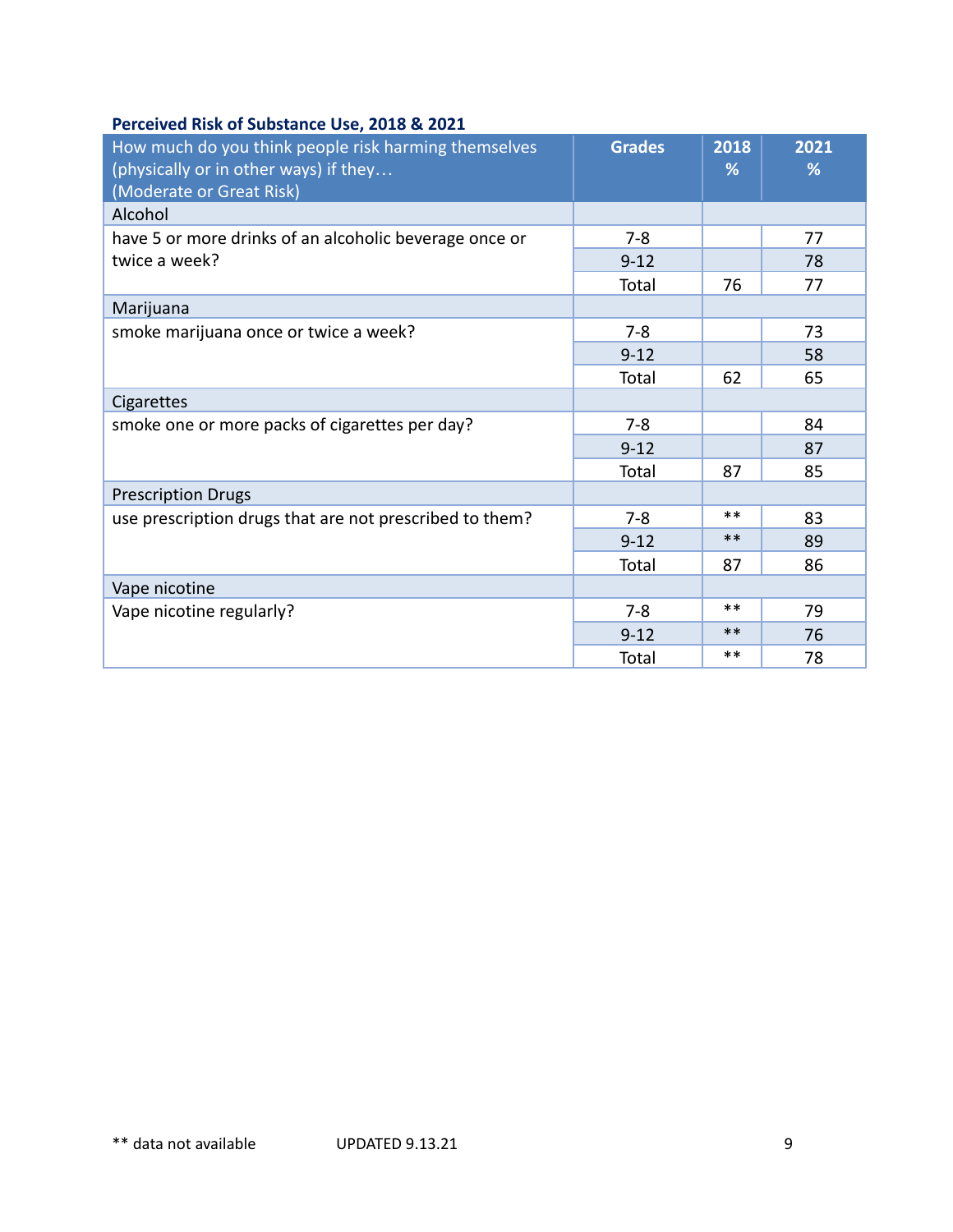**Perceived Risk of Substance Use, 2018 & 2021**

| How much do you think people risk harming themselves (physically or in other ways) if they… (Moderate or Great Risk) | Grades | 2018 % | 2021 % |
|---|---|---|---|
| Alcohol | | | |
| have 5 or more drinks of an alcoholic beverage once or twice a week? | 7-8 | | 77 |
| | 9-12 | | 78 |
| | Total | 76 | 77 |
| Marijuana | | | |
| smoke marijuana once or twice a week? | 7-8 | | 73 |
| | 9-12 | | 58 |
| | Total | 62 | 65 |
| Cigarettes | | | |
| smoke one or more packs of cigarettes per day? | 7-8 | | 84 |
| | 9-12 | | 87 |
| | Total | 87 | 85 |
| Prescription Drugs | | | |
| use prescription drugs that are not prescribed to them? | 7-8 | ** | 83 |
| | 9-12 | ** | 89 |
| | Total | 87 | 86 |
| Vape nicotine | | | |
| Vape nicotine regularly? | 7-8 | ** | 79 |
| | 9-12 | ** | 76 |
| | Total | ** | 78 |

** data not available

UPDATED 9.13.21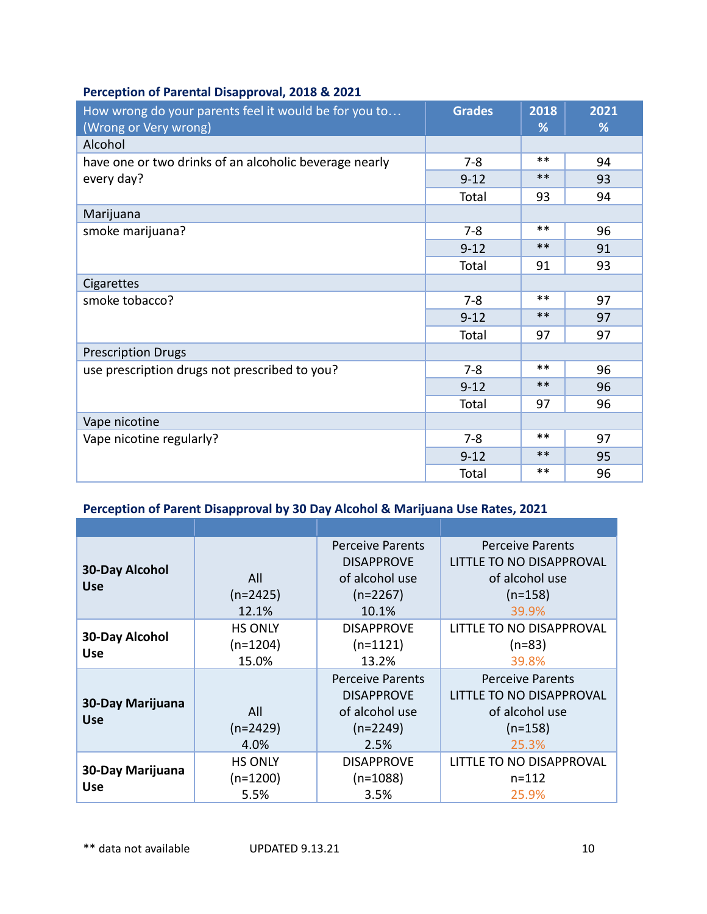### Perception of Parental Disapproval, 2018 & 2021

| How wrong do your parents feel it would be for you to… (Wrong or Very wrong) | Grades | 2018 % | 2021 % |
|---|---|---|---|
| Alcohol | | | |
| have one or two drinks of an alcoholic beverage nearly every day? | 7-8 | ** | 94 |
| | 9-12 | ** | 93 |
| | Total | 93 | 94 |
| Marijuana | | | |
| smoke marijuana? | 7-8 | ** | 96 |
| | 9-12 | ** | 91 |
| | Total | 91 | 93 |
| Cigarettes | | | |
| smoke tobacco? | 7-8 | ** | 97 |
| | 9-12 | ** | 97 |
| | Total | 97 | 97 |
| Prescription Drugs | | | |
| use prescription drugs not prescribed to you? | 7-8 | ** | 96 |
| | 9-12 | ** | 96 |
| | Total | 97 | 96 |
| Vape nicotine | | | |
| Vape nicotine regularly? | 7-8 | ** | 97 |
| | 9-12 | ** | 95 |
| | Total | ** | 96 |

### Perception of Parent Disapproval by 30 Day Alcohol & Marijuana Use Rates, 2021

| | | | |
|---|---|---|---|
| **30-Day Alcohol Use** | All (n=2425) 12.1% | Perceive Parents DISAPPROVE of alcohol use (n=2267) 10.1% | Perceive Parents LITTLE TO NO DISAPPROVAL of alcohol use (n=158) 39.9% |
| **30-Day Alcohol Use** | HS ONLY (n=1204) 15.0% | DISAPPROVE (n=1121) 13.2% | LITTLE TO NO DISAPPROVAL (n=83) 39.8% |
| **30-Day Marijuana Use** | All (n=2429) 4.0% | Perceive Parents DISAPPROVE of alcohol use (n=2249) 2.5% | Perceive Parents LITTLE TO NO DISAPPROVAL of alcohol use (n=158) 25.3% |
| **30-Day Marijuana Use** | HS ONLY (n=1200) 5.5% | DISAPPROVE (n=1088) 3.5% | LITTLE TO NO DISAPPROVAL n=112 25.9% |

** data not available

UPDATED 9.13.21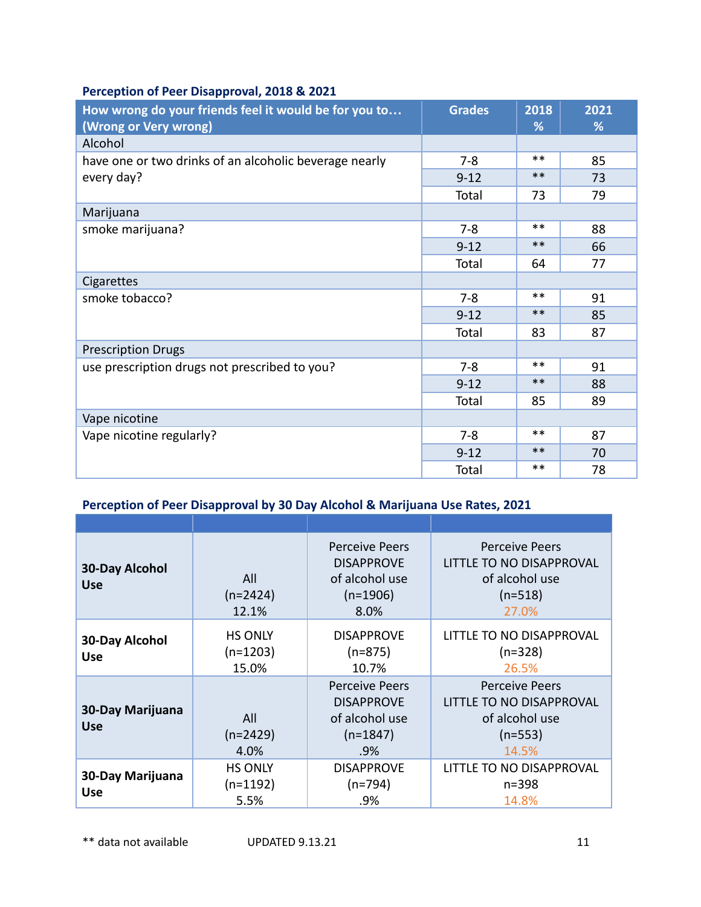### Perception of Peer Disapproval, 2018 & 2021

| How wrong do your friends feel it would be for you to… (Wrong or Very wrong) | Grades | 2018 % | 2021 % |
|---|---|---|---|
| Alcohol | | | |
| have one or two drinks of an alcoholic beverage nearly every day? | 7-8 | ** | 85 |
| | 9-12 | ** | 73 |
| | Total | 73 | 79 |
| Marijuana | | | |
| smoke marijuana? | 7-8 | ** | 88 |
| | 9-12 | ** | 66 |
| | Total | 64 | 77 |
| Cigarettes | | | |
| smoke tobacco? | 7-8 | ** | 91 |
| | 9-12 | ** | 85 |
| | Total | 83 | 87 |
| Prescription Drugs | | | |
| use prescription drugs not prescribed to you? | 7-8 | ** | 91 |
| | 9-12 | ** | 88 |
| | Total | 85 | 89 |
| Vape nicotine | | | |
| Vape nicotine regularly? | 7-8 | ** | 87 |
| | 9-12 | ** | 70 |
| | Total | ** | 78 |

### Perception of Peer Disapproval by 30 Day Alcohol & Marijuana Use Rates, 2021

| | | | |
|---|---|---|---|
| **30-Day Alcohol Use** | All (n=2424) 12.1% | Perceive Peers DISAPPROVE of alcohol use (n=1906) 8.0% | Perceive Peers LITTLE TO NO DISAPPROVAL of alcohol use (n=518) 27.0% |
| **30-Day Alcohol Use** | HS ONLY (n=1203) 15.0% | DISAPPROVE (n=875) 10.7% | LITTLE TO NO DISAPPROVAL (n=328) 26.5% |
| **30-Day Marijuana Use** | All (n=2429) 4.0% | Perceive Peers DISAPPROVE of alcohol use (n=1847) .9% | Perceive Peers LITTLE TO NO DISAPPROVAL of alcohol use (n=553) 14.5% |
| **30-Day Marijuana Use** | HS ONLY (n=1192) 5.5% | DISAPPROVE (n=794) .9% | LITTLE TO NO DISAPPROVAL n=398 14.8% |

** data not available

UPDATED 9.13.21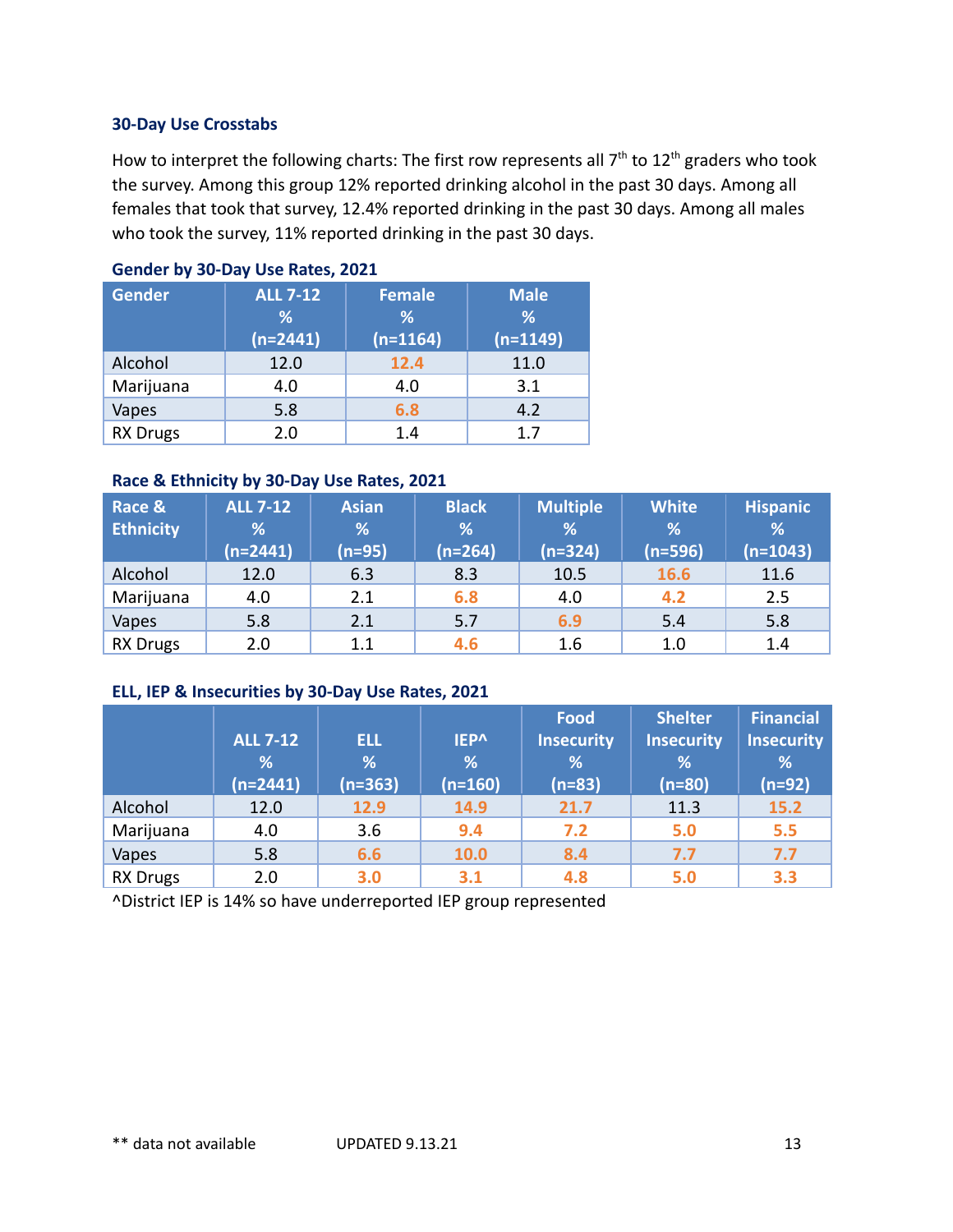### 30-Day Use Crosstabs

How to interpret the following charts: The first row represents all 7th to 12th graders who took the survey. Among this group 12% reported drinking alcohol in the past 30 days. Among all females that took that survey, 12.4% reported drinking in the past 30 days. Among all males who took the survey, 11% reported drinking in the past 30 days.

**Gender by 30-Day Use Rates, 2021**

| Gender | ALL 7-12 % (n=2441) | Female % (n=1164) | Male % (n=1149) |
|---|---|---|---|
| Alcohol | 12.0 | 12.4 | 11.0 |
| Marijuana | 4.0 | 4.0 | 3.1 |
| Vapes | 5.8 | 6.8 | 4.2 |
| RX Drugs | 2.0 | 1.4 | 1.7 |

**Race & Ethnicity by 30-Day Use Rates, 2021**

| Race & Ethnicity | ALL 7-12 % (n=2441) | Asian % (n=95) | Black % (n=264) | Multiple % (n=324) | White % (n=596) | Hispanic % (n=1043) |
|---|---|---|---|---|---|---|
| Alcohol | 12.0 | 6.3 | 8.3 | 10.5 | 16.6 | 11.6 |
| Marijuana | 4.0 | 2.1 | 6.8 | 4.0 | 4.2 | 2.5 |
| Vapes | 5.8 | 2.1 | 5.7 | 6.9 | 5.4 | 5.8 |
| RX Drugs | 2.0 | 1.1 | 4.6 | 1.6 | 1.0 | 1.4 |

**ELL, IEP & Insecurities by 30-Day Use Rates, 2021**

| | ALL 7-12 % (n=2441) | ELL % (n=363) | IEP^ % (n=160) | Food Insecurity % (n=83) | Shelter Insecurity % (n=80) | Financial Insecurity % (n=92) |
|---|---|---|---|---|---|---|
| Alcohol | 12.0 | 12.9 | 14.9 | 21.7 | 11.3 | 15.2 |
| Marijuana | 4.0 | 3.6 | 9.4 | 7.2 | 5.0 | 5.5 |
| Vapes | 5.8 | 6.6 | 10.0 | 8.4 | 7.7 | 7.7 |
| RX Drugs | 2.0 | 3.0 | 3.1 | 4.8 | 5.0 | 3.3 |

^District IEP is 14% so have underreported IEP group represented

** data not available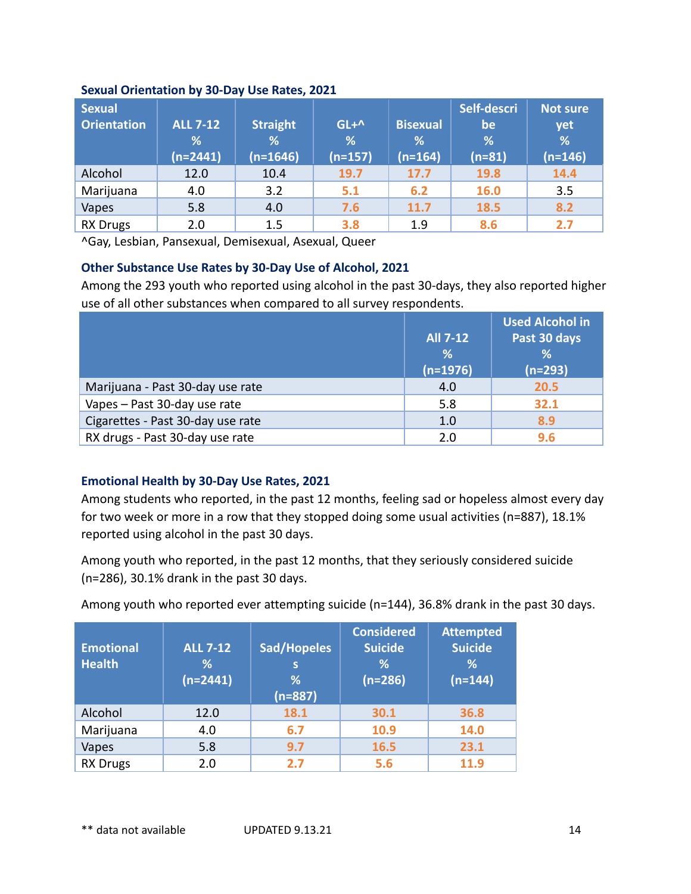### Sexual Orientation by 30-Day Use Rates, 2021

| Sexual Orientation | ALL 7-12 % (n=2441) | Straight % (n=1646) | GL+^ % (n=157) | Bisexual % (n=164) | Self-describe % (n=81) | Not sure yet % (n=146) |
|---|---|---|---|---|---|---|
| Alcohol | 12.0 | 10.4 | 19.7 | 17.7 | 19.8 | 14.4 |
| Marijuana | 4.0 | 3.2 | 5.1 | 6.2 | 16.0 | 3.5 |
| Vapes | 5.8 | 4.0 | 7.6 | 11.7 | 18.5 | 8.2 |
| RX Drugs | 2.0 | 1.5 | 3.8 | 1.9 | 8.6 | 2.7 |

^Gay, Lesbian, Pansexual, Demisexual, Asexual, Queer

### Other Substance Use Rates by 30-Day Use of Alcohol, 2021

Among the 293 youth who reported using alcohol in the past 30-days, they also reported higher use of all other substances when compared to all survey respondents.

| | All 7-12 % (n=1976) | Used Alcohol in Past 30 days % (n=293) |
|---|---|---|
| Marijuana - Past 30-day use rate | 4.0 | 20.5 |
| Vapes – Past 30-day use rate | 5.8 | 32.1 |
| Cigarettes - Past 30-day use rate | 1.0 | 8.9 |
| RX drugs - Past 30-day use rate | 2.0 | 9.6 |

### Emotional Health by 30-Day Use Rates, 2021

Among students who reported, in the past 12 months, feeling sad or hopeless almost every day for two week or more in a row that they stopped doing some usual activities (n=887), 18.1% reported using alcohol in the past 30 days.

Among youth who reported, in the past 12 months, that they seriously considered suicide (n=286), 30.1% drank in the past 30 days.

Among youth who reported ever attempting suicide (n=144), 36.8% drank in the past 30 days.

| Emotional Health | ALL 7-12 % (n=2441) | Sad/Hopeless % (n=887) | Considered Suicide % (n=286) | Attempted Suicide % (n=144) |
|---|---|---|---|---|
| Alcohol | 12.0 | 18.1 | 30.1 | 36.8 |
| Marijuana | 4.0 | 6.7 | 10.9 | 14.0 |
| Vapes | 5.8 | 9.7 | 16.5 | 23.1 |
| RX Drugs | 2.0 | 2.7 | 5.6 | 11.9 |

** data not available

UPDATED 9.13.21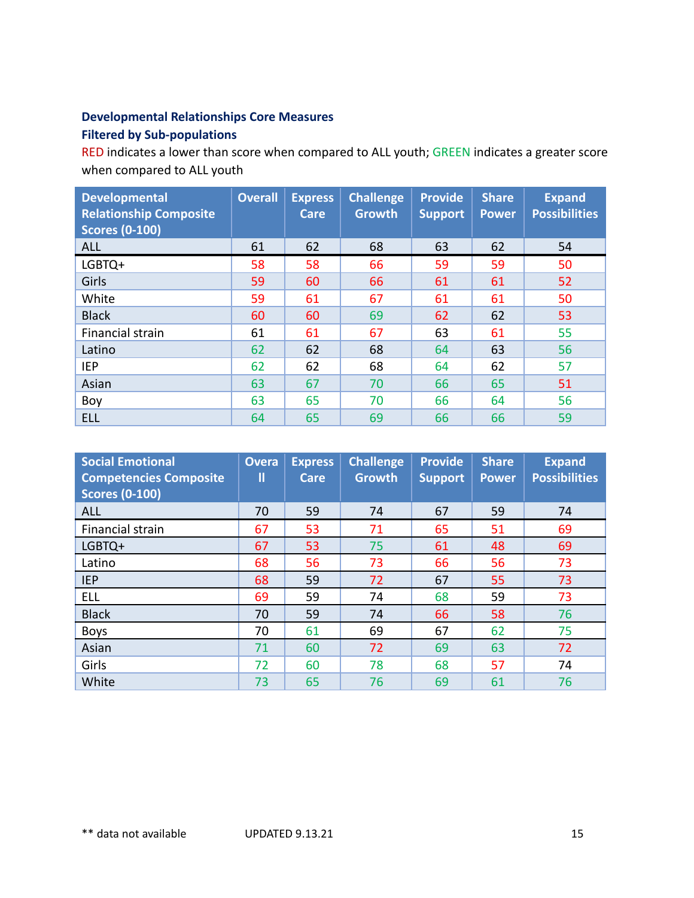**Developmental Relationships Core Measures**
**Filtered by Sub-populations**

RED indicates a lower than score when compared to ALL youth; GREEN indicates a greater score when compared to ALL youth

| Developmental Relationship Composite Scores (0-100) | Overall | Express Care | Challenge Growth | Provide Support | Share Power | Expand Possibilities |
|---|---|---|---|---|---|---|
| ALL | 61 | 62 | 68 | 63 | 62 | 54 |
| LGBTQ+ | 58 | 58 | 66 | 59 | 59 | 50 |
| Girls | 59 | 60 | 66 | 61 | 61 | 52 |
| White | 59 | 61 | 67 | 61 | 61 | 50 |
| Black | 60 | 60 | 69 | 62 | 62 | 53 |
| Financial strain | 61 | 61 | 67 | 63 | 61 | 55 |
| Latino | 62 | 62 | 68 | 64 | 63 | 56 |
| IEP | 62 | 62 | 68 | 64 | 62 | 57 |
| Asian | 63 | 67 | 70 | 66 | 65 | 51 |
| Boy | 63 | 65 | 70 | 66 | 64 | 56 |
| ELL | 64 | 65 | 69 | 66 | 66 | 59 |

| Social Emotional Competencies Composite Scores (0-100) | Overall | Express Care | Challenge Growth | Provide Support | Share Power | Expand Possibilities |
|---|---|---|---|---|---|---|
| ALL | 70 | 59 | 74 | 67 | 59 | 74 |
| Financial strain | 67 | 53 | 71 | 65 | 51 | 69 |
| LGBTQ+ | 67 | 53 | 75 | 61 | 48 | 69 |
| Latino | 68 | 56 | 73 | 66 | 56 | 73 |
| IEP | 68 | 59 | 72 | 67 | 55 | 73 |
| ELL | 69 | 59 | 74 | 68 | 59 | 73 |
| Black | 70 | 59 | 74 | 66 | 58 | 76 |
| Boys | 70 | 61 | 69 | 67 | 62 | 75 |
| Asian | 71 | 60 | 72 | 69 | 63 | 72 |
| Girls | 72 | 60 | 78 | 68 | 57 | 74 |
| White | 73 | 65 | 76 | 69 | 61 | 76 |

** data not available UPDATED 9.13.21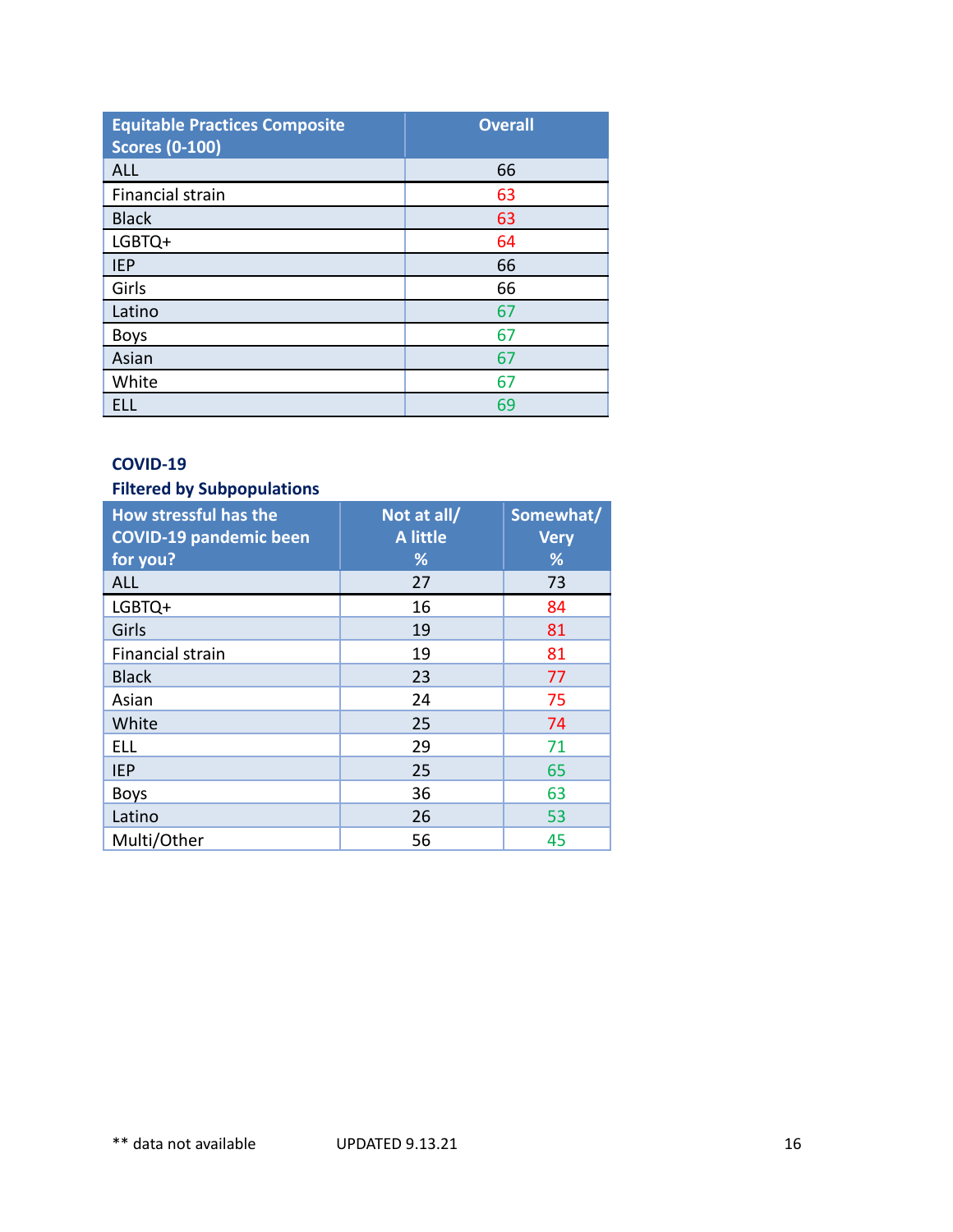| Equitable Practices Composite Scores (0-100) | Overall |
|---|---|
| ALL | 66 |
| Financial strain | 63 |
| Black | 63 |
| LGBTQ+ | 64 |
| IEP | 66 |
| Girls | 66 |
| Latino | 67 |
| Boys | 67 |
| Asian | 67 |
| White | 67 |
| ELL | 69 |

**COVID-19**

**Filtered by Subpopulations**

| How stressful has the COVID-19 pandemic been for you? | Not at all/ A little % | Somewhat/ Very % |
|---|---|---|
| ALL | 27 | 73 |
| LGBTQ+ | 16 | 84 |
| Girls | 19 | 81 |
| Financial strain | 19 | 81 |
| Black | 23 | 77 |
| Asian | 24 | 75 |
| White | 25 | 74 |
| ELL | 29 | 71 |
| IEP | 25 | 65 |
| Boys | 36 | 63 |
| Latino | 26 | 53 |
| Multi/Other | 56 | 45 |

** data not available

UPDATED 9.13.21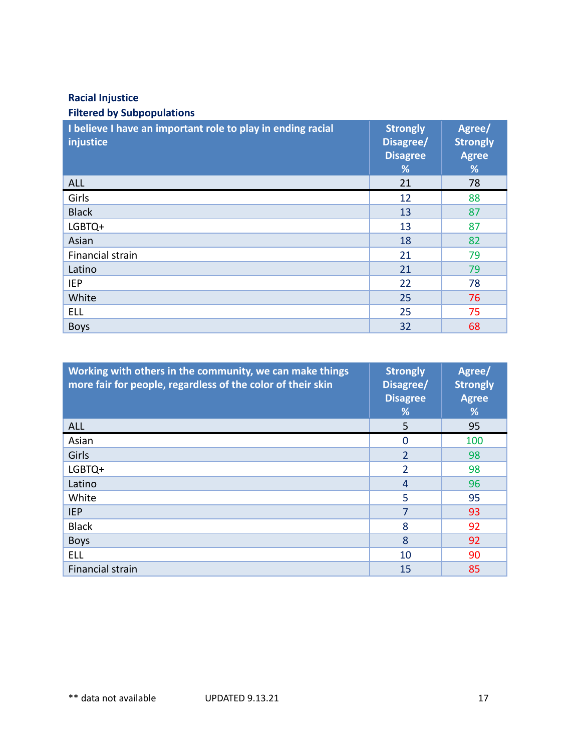**Racial Injustice**

**Filtered by Subpopulations**

| I believe I have an important role to play in ending racial injustice | Strongly Disagree/ Disagree % | Agree/ Strongly Agree % |
|---|---|---|
| ALL | 21 | 78 |
| Girls | 12 | 88 |
| Black | 13 | 87 |
| LGBTQ+ | 13 | 87 |
| Asian | 18 | 82 |
| Financial strain | 21 | 79 |
| Latino | 21 | 79 |
| IEP | 22 | 78 |
| White | 25 | 76 |
| ELL | 25 | 75 |
| Boys | 32 | 68 |

| Working with others in the community, we can make things more fair for people, regardless of the color of their skin | Strongly Disagree/ Disagree % | Agree/ Strongly Agree % |
|---|---|---|
| ALL | 5 | 95 |
| Asian | 0 | 100 |
| Girls | 2 | 98 |
| LGBTQ+ | 2 | 98 |
| Latino | 4 | 96 |
| White | 5 | 95 |
| IEP | 7 | 93 |
| Black | 8 | 92 |
| Boys | 8 | 92 |
| ELL | 10 | 90 |
| Financial strain | 15 | 85 |

** data not available UPDATED 9.13.21